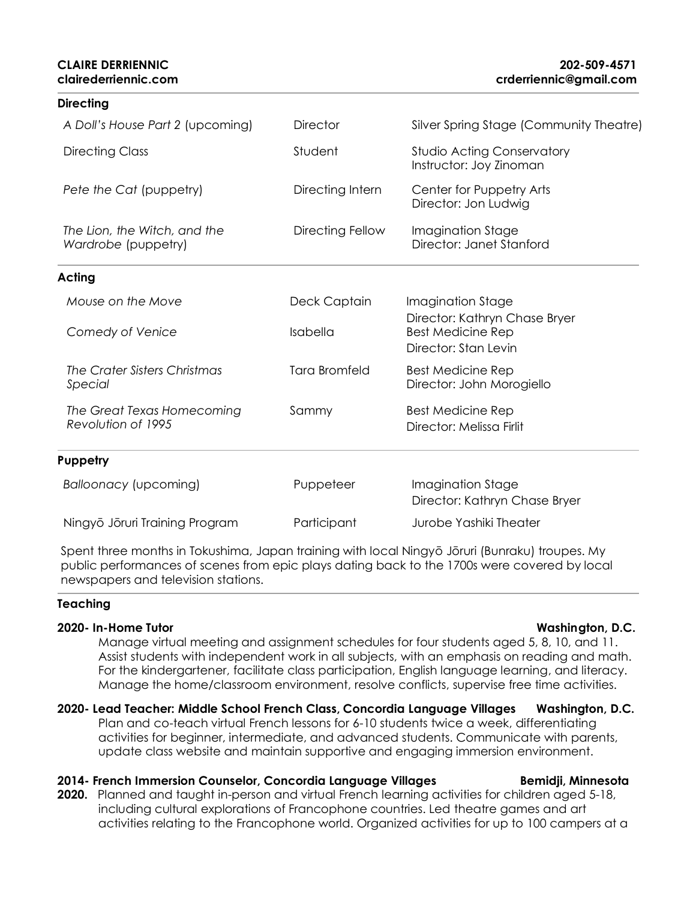**CLAIRE DERRIENNIC** **202-509-4571**
**clairederriennic.com** **crderriennic@gmail.com**

## Directing

| | | |
|---|---|---|
| *A Doll's House Part 2* (upcoming) | Director | Silver Spring Stage (Community Theatre) |
| Directing Class | Student | Studio Acting Conservatory<br>Instructor: Joy Zinoman |
| *Pete the Cat* (puppetry) | Directing Intern | Center for Puppetry Arts<br>Director: Jon Ludwig |
| *The Lion, the Witch, and the Wardrobe* (puppetry) | Directing Fellow | Imagination Stage<br>Director: Janet Stanford |

## Acting

| | | |
|---|---|---|
| *Mouse on the Move* | Deck Captain | Imagination Stage<br>Director: Kathryn Chase Bryer |
| *Comedy of Venice* | Isabella | Best Medicine Rep<br>Director: Stan Levin |
| *The Crater Sisters Christmas Special* | Tara Bromfeld | Best Medicine Rep<br>Director: John Morogiello |
| *The Great Texas Homecoming Revolution of 1995* | Sammy | Best Medicine Rep<br>Director: Melissa Firlit |

## Puppetry

| | | |
|---|---|---|
| *Balloonacy* (upcoming) | Puppeteer | Imagination Stage<br>Director: Kathryn Chase Bryer |
| Ningyō Jōruri Training Program | Participant | Jurobe Yashiki Theater |

Spent three months in Tokushima, Japan training with local Ningyō Jōruri (Bunraku) troupes. My public performances of scenes from epic plays dating back to the 1700s were covered by local newspapers and television stations.

## Teaching

**2020- In-Home Tutor** **Washington, D.C.**

Manage virtual meeting and assignment schedules for four students aged 5, 8, 10, and 11. Assist students with independent work in all subjects, with an emphasis on reading and math. For the kindergartener, facilitate class participation, English language learning, and literacy. Manage the home/classroom environment, resolve conflicts, supervise free time activities.

**2020- Lead Teacher: Middle School French Class, Concordia Language Villages** **Washington, D.C.**

Plan and co-teach virtual French lessons for 6-10 students twice a week, differentiating activities for beginner, intermediate, and advanced students. Communicate with parents, update class website and maintain supportive and engaging immersion environment.

**2014- 2020. French Immersion Counselor, Concordia Language Villages** **Bemidji, Minnesota**

Planned and taught in-person and virtual French learning activities for children aged 5-18, including cultural explorations of Francophone countries. Led theatre games and art activities relating to the Francophone world. Organized activities for up to 100 campers at a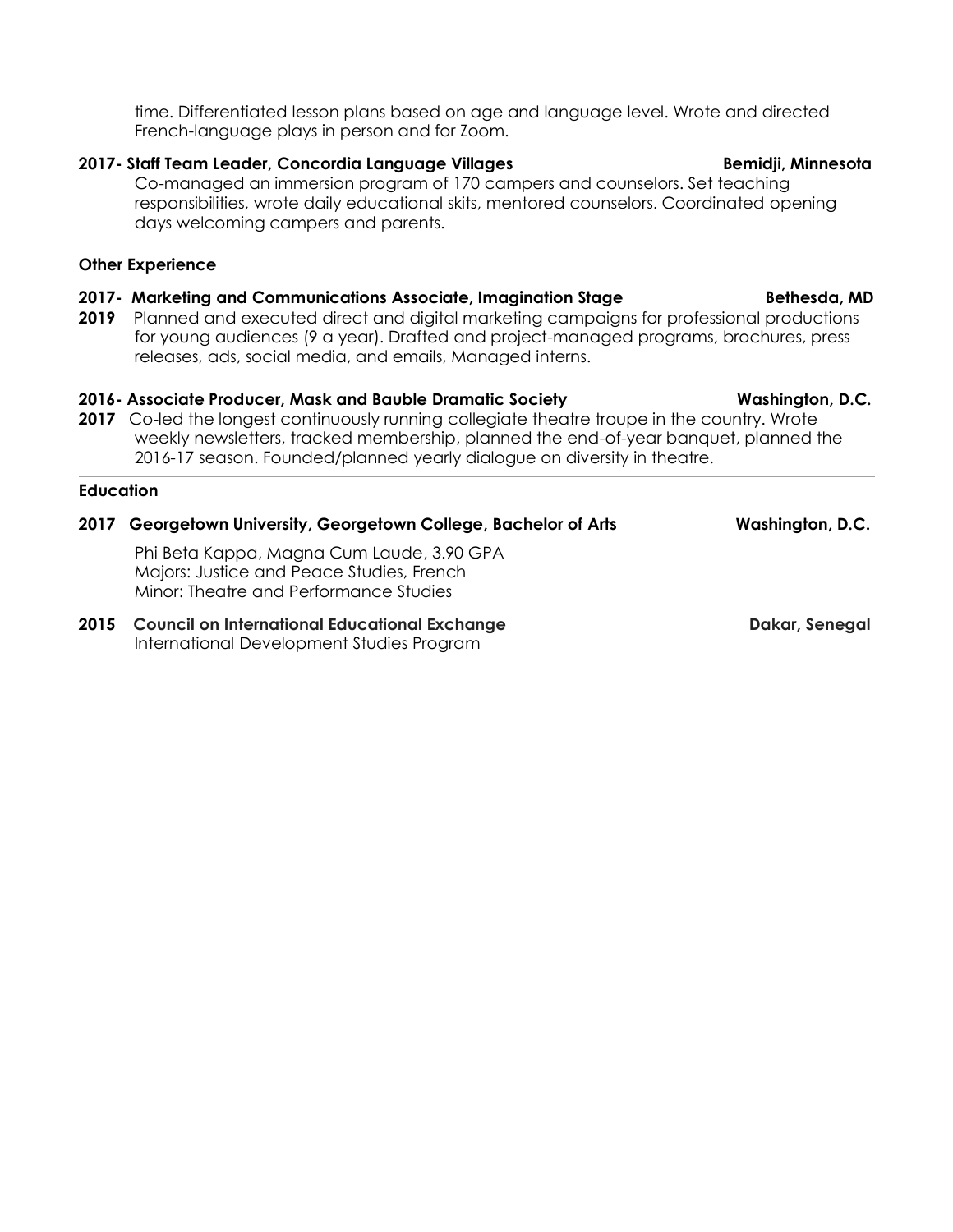time. Differentiated lesson plans based on age and language level. Wrote and directed French-language plays in person and for Zoom.

**2017- Staff Team Leader, Concordia Language Villages** **Bemidji, Minnesota**
Co-managed an immersion program of 170 campers and counselors. Set teaching responsibilities, wrote daily educational skits, mentored counselors. Coordinated opening days welcoming campers and parents.

---

### Other Experience

**2017- 2019 Marketing and Communications Associate, Imagination Stage** **Bethesda, MD**
Planned and executed direct and digital marketing campaigns for professional productions for young audiences (9 a year). Drafted and project-managed programs, brochures, press releases, ads, social media, and emails, Managed interns.

**2016- 2017 Associate Producer, Mask and Bauble Dramatic Society** **Washington, D.C.**
Co-led the longest continuously running collegiate theatre troupe in the country. Wrote weekly newsletters, tracked membership, planned the end-of-year banquet, planned the 2016-17 season. Founded/planned yearly dialogue on diversity in theatre.

---

### Education

**2017 Georgetown University, Georgetown College, Bachelor of Arts** **Washington, D.C.**

Phi Beta Kappa, Magna Cum Laude, 3.90 GPA
Majors: Justice and Peace Studies, French
Minor: Theatre and Performance Studies

**2015 Council on International Educational Exchange** **Dakar, Senegal**
International Development Studies Program